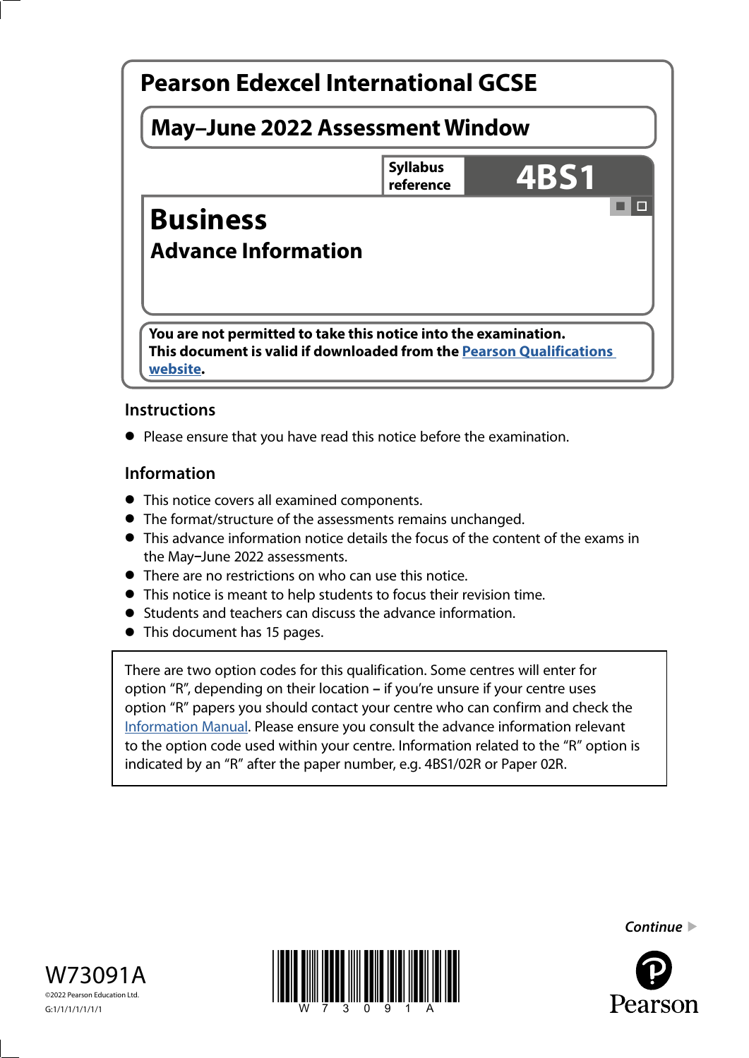# Pearson Edexcel International GCSE

## May–June 2022 Assessment Window

Syllabus reference **4BS1**

# Business

## Advance Information

**You are not permitted to take this notice into the examination.**
**This document is valid if downloaded from the Pearson Qualifications website.**

### Instructions

- Please ensure that you have read this notice before the examination.

### Information

- This notice covers all examined components.
- The format/structure of the assessments remains unchanged.
- This advance information notice details the focus of the content of the exams in the May–June 2022 assessments.
- There are no restrictions on who can use this notice.
- This notice is meant to help students to focus their revision time.
- Students and teachers can discuss the advance information.
- This document has 15 pages.

There are two option codes for this qualification. Some centres will enter for option "R", depending on their location – if you're unsure if your centre uses option "R" papers you should contact your centre who can confirm and check the Information Manual. Please ensure you consult the advance information relevant to the option code used within your centre. Information related to the "R" option is indicated by an "R" after the paper number, e.g. 4BS1/02R or Paper 02R.

*Continue* ▶

W73091A
©2022 Pearson Education Ltd.
G:1/1/1/1/1/1/1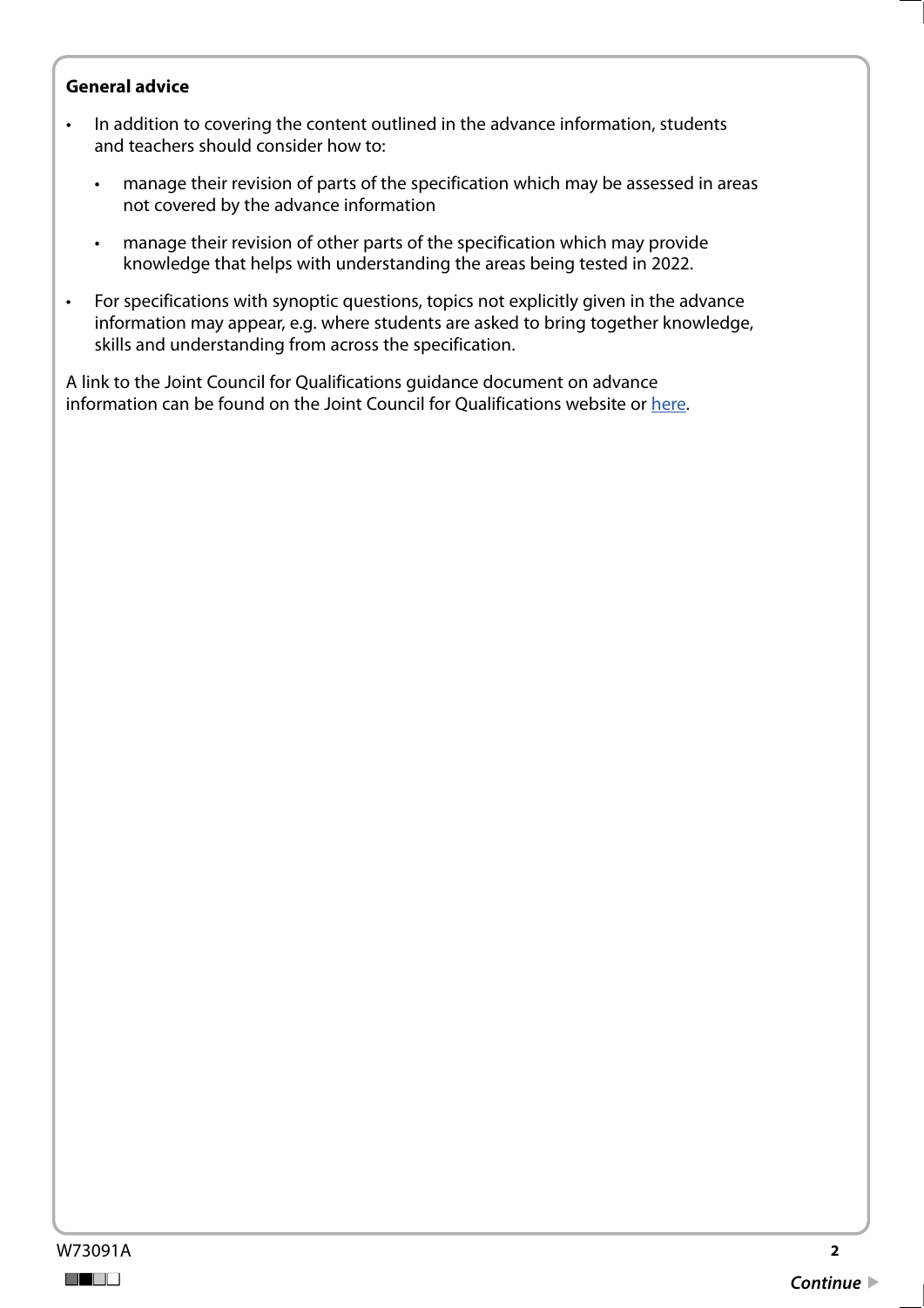**General advice**

- In addition to covering the content outlined in the advance information, students and teachers should consider how to:
  - manage their revision of parts of the specification which may be assessed in areas not covered by the advance information
  - manage their revision of other parts of the specification which may provide knowledge that helps with understanding the areas being tested in 2022.
- For specifications with synoptic questions, topics not explicitly given in the advance information may appear, e.g. where students are asked to bring together knowledge, skills and understanding from across the specification.

A link to the Joint Council for Qualifications guidance document on advance information can be found on the Joint Council for Qualifications website or here.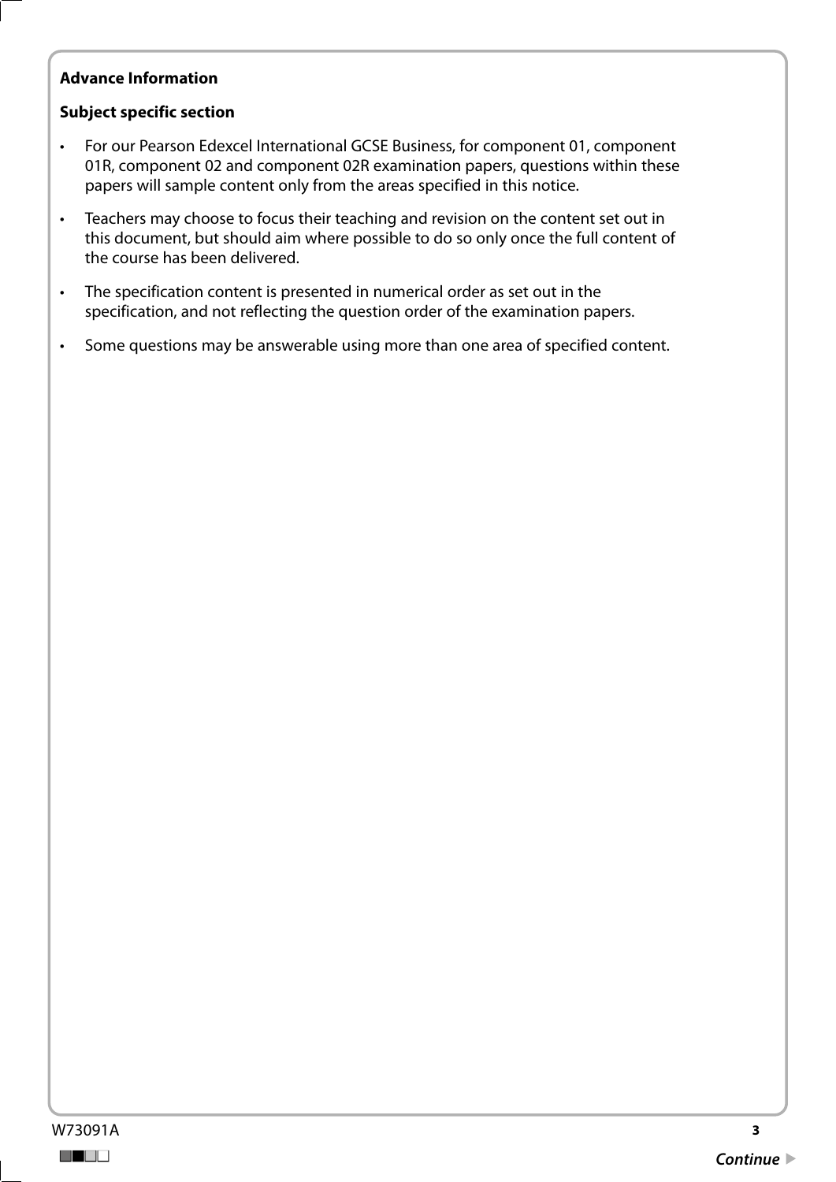**Advance Information**

**Subject specific section**

- For our Pearson Edexcel International GCSE Business, for component 01, component 01R, component 02 and component 02R examination papers, questions within these papers will sample content only from the areas specified in this notice.
- Teachers may choose to focus their teaching and revision on the content set out in this document, but should aim where possible to do so only once the full content of the course has been delivered.
- The specification content is presented in numerical order as set out in the specification, and not reflecting the question order of the examination papers.
- Some questions may be answerable using more than one area of specified content.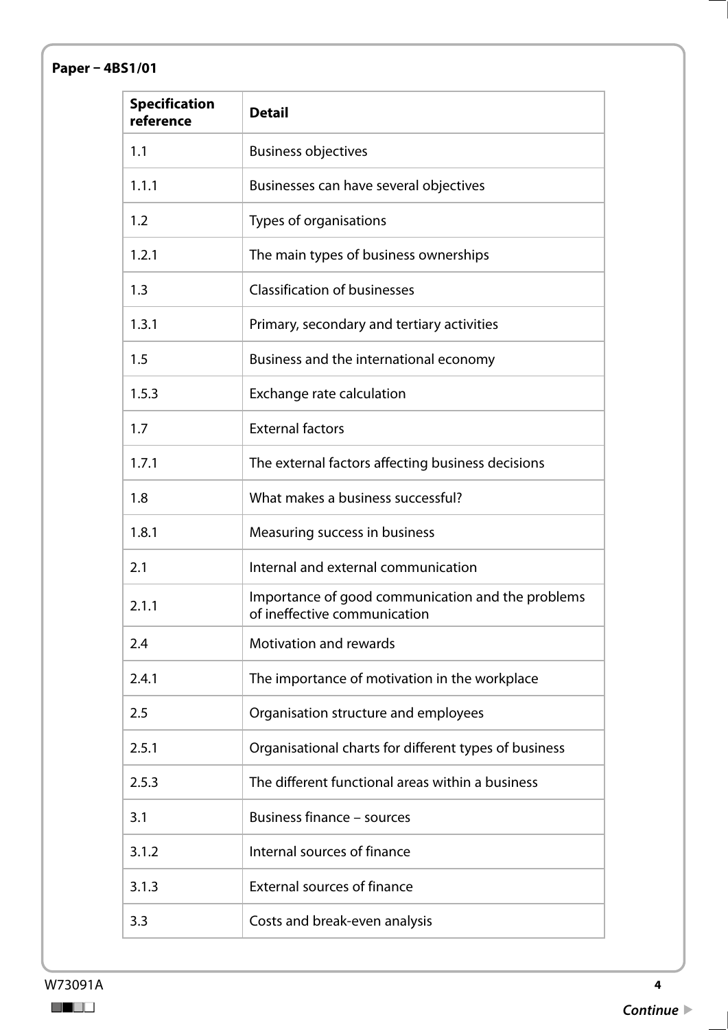**Paper – 4BS1/01**

| Specification reference | Detail |
|---|---|
| 1.1 | Business objectives |
| 1.1.1 | Businesses can have several objectives |
| 1.2 | Types of organisations |
| 1.2.1 | The main types of business ownerships |
| 1.3 | Classification of businesses |
| 1.3.1 | Primary, secondary and tertiary activities |
| 1.5 | Business and the international economy |
| 1.5.3 | Exchange rate calculation |
| 1.7 | External factors |
| 1.7.1 | The external factors affecting business decisions |
| 1.8 | What makes a business successful? |
| 1.8.1 | Measuring success in business |
| 2.1 | Internal and external communication |
| 2.1.1 | Importance of good communication and the problems of ineffective communication |
| 2.4 | Motivation and rewards |
| 2.4.1 | The importance of motivation in the workplace |
| 2.5 | Organisation structure and employees |
| 2.5.1 | Organisational charts for different types of business |
| 2.5.3 | The different functional areas within a business |
| 3.1 | Business finance – sources |
| 3.1.2 | Internal sources of finance |
| 3.1.3 | External sources of finance |
| 3.3 | Costs and break-even analysis |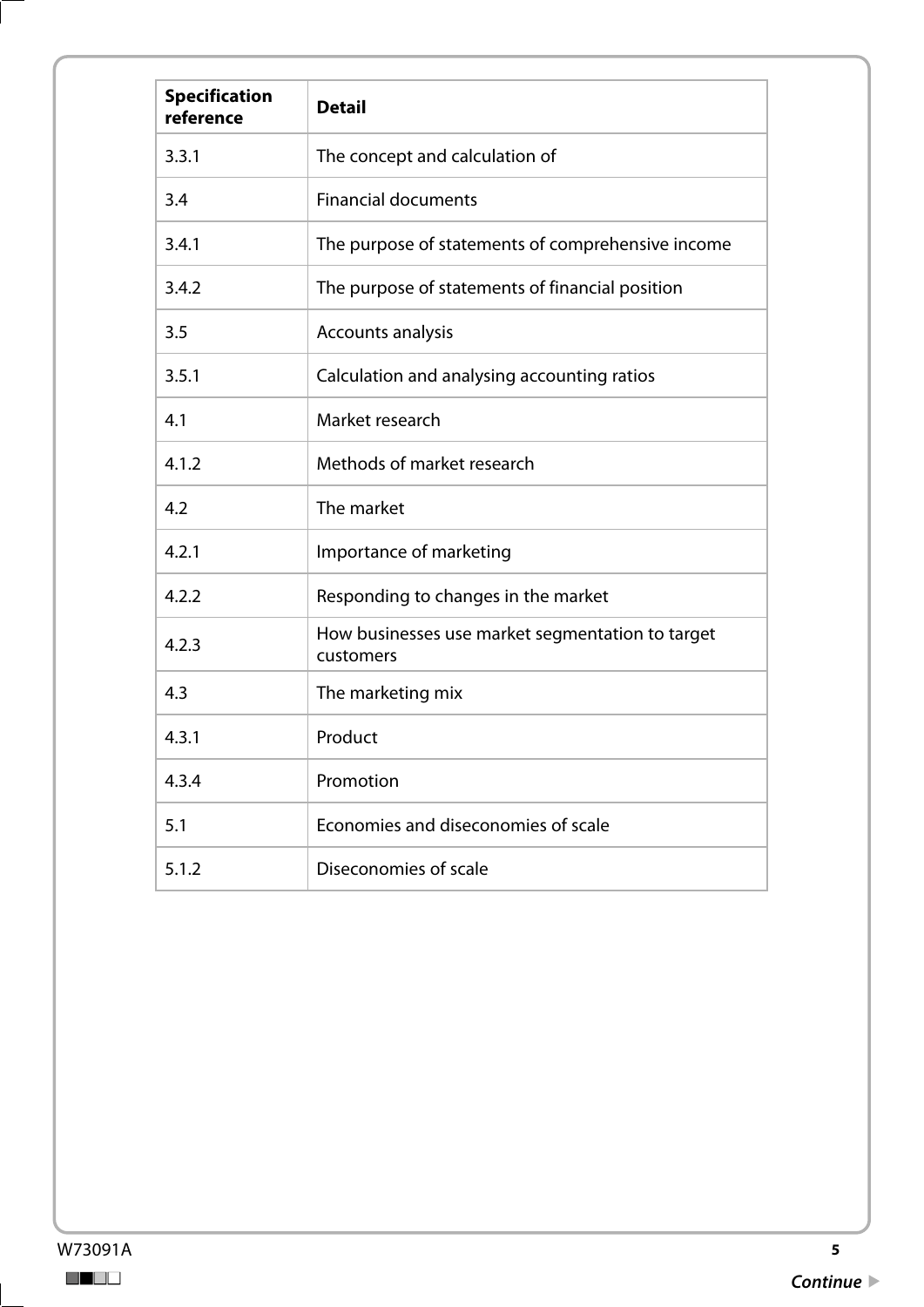| Specification reference | Detail |
|---|---|
| 3.3.1 | The concept and calculation of |
| 3.4 | Financial documents |
| 3.4.1 | The purpose of statements of comprehensive income |
| 3.4.2 | The purpose of statements of financial position |
| 3.5 | Accounts analysis |
| 3.5.1 | Calculation and analysing accounting ratios |
| 4.1 | Market research |
| 4.1.2 | Methods of market research |
| 4.2 | The market |
| 4.2.1 | Importance of marketing |
| 4.2.2 | Responding to changes in the market |
| 4.2.3 | How businesses use market segmentation to target customers |
| 4.3 | The marketing mix |
| 4.3.1 | Product |
| 4.3.4 | Promotion |
| 5.1 | Economies and diseconomies of scale |
| 5.1.2 | Diseconomies of scale |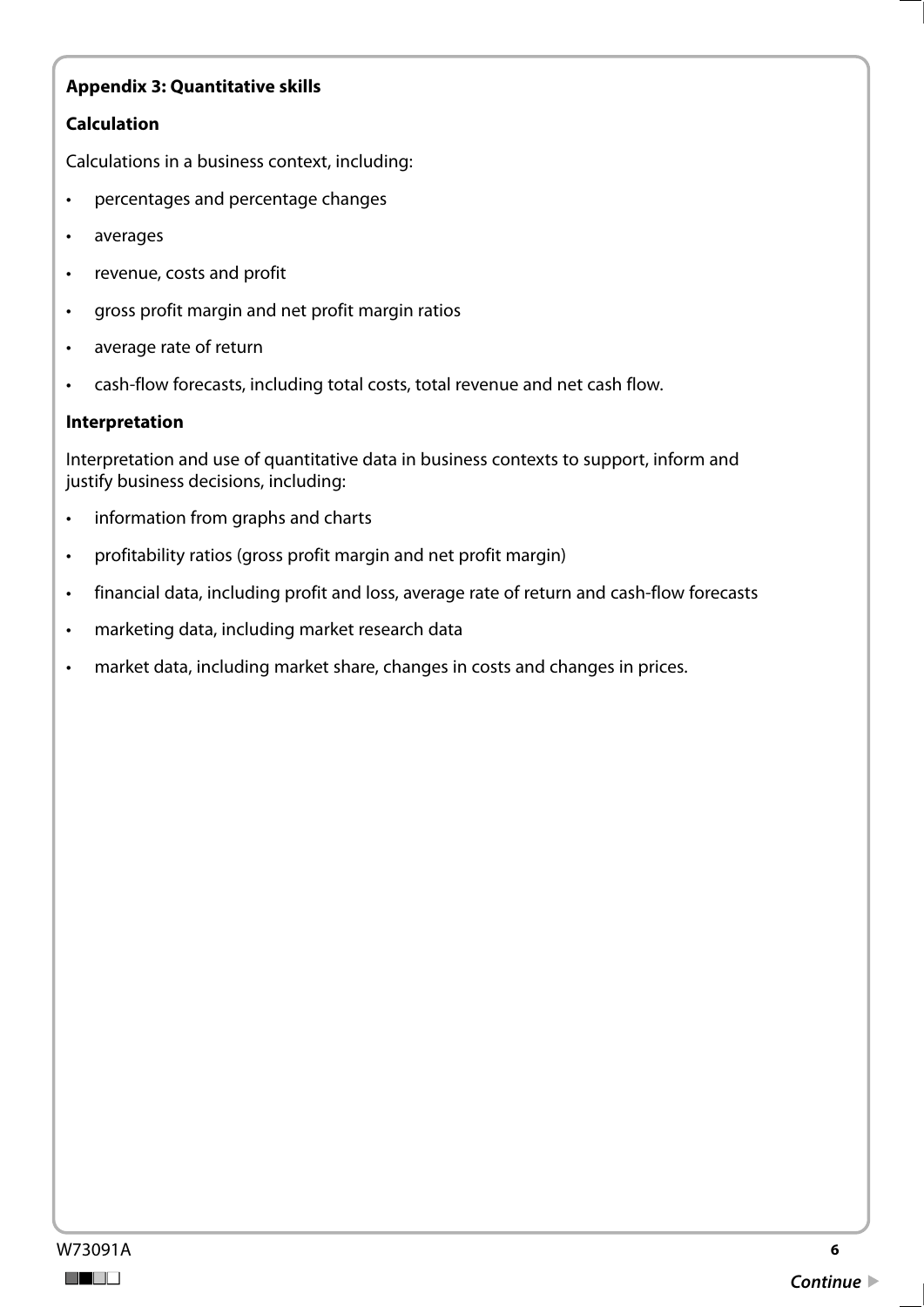**Appendix 3: Quantitative skills**

**Calculation**

Calculations in a business context, including:

- percentages and percentage changes
- averages
- revenue, costs and profit
- gross profit margin and net profit margin ratios
- average rate of return
- cash-flow forecasts, including total costs, total revenue and net cash flow.

**Interpretation**

Interpretation and use of quantitative data in business contexts to support, inform and justify business decisions, including:

- information from graphs and charts
- profitability ratios (gross profit margin and net profit margin)
- financial data, including profit and loss, average rate of return and cash-flow forecasts
- marketing data, including market research data
- market data, including market share, changes in costs and changes in prices.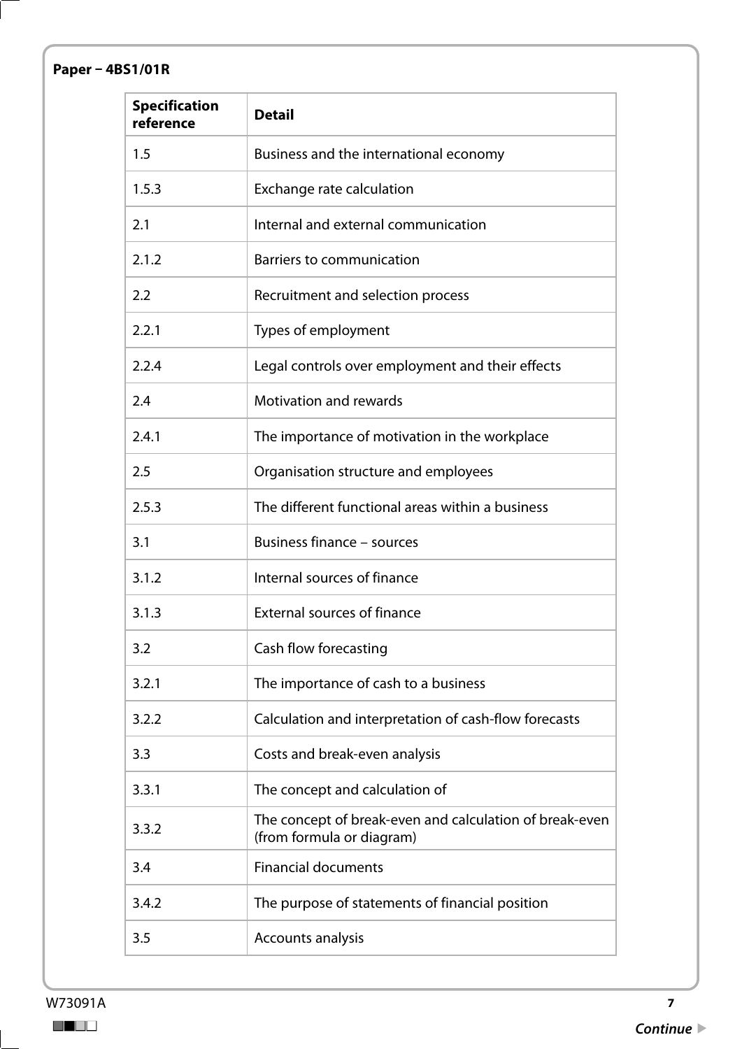**Paper – 4BS1/01R**

| Specification reference | Detail |
|---|---|
| 1.5 | Business and the international economy |
| 1.5.3 | Exchange rate calculation |
| 2.1 | Internal and external communication |
| 2.1.2 | Barriers to communication |
| 2.2 | Recruitment and selection process |
| 2.2.1 | Types of employment |
| 2.2.4 | Legal controls over employment and their effects |
| 2.4 | Motivation and rewards |
| 2.4.1 | The importance of motivation in the workplace |
| 2.5 | Organisation structure and employees |
| 2.5.3 | The different functional areas within a business |
| 3.1 | Business finance – sources |
| 3.1.2 | Internal sources of finance |
| 3.1.3 | External sources of finance |
| 3.2 | Cash flow forecasting |
| 3.2.1 | The importance of cash to a business |
| 3.2.2 | Calculation and interpretation of cash-flow forecasts |
| 3.3 | Costs and break-even analysis |
| 3.3.1 | The concept and calculation of |
| 3.3.2 | The concept of break-even and calculation of break-even (from formula or diagram) |
| 3.4 | Financial documents |
| 3.4.2 | The purpose of statements of financial position |
| 3.5 | Accounts analysis |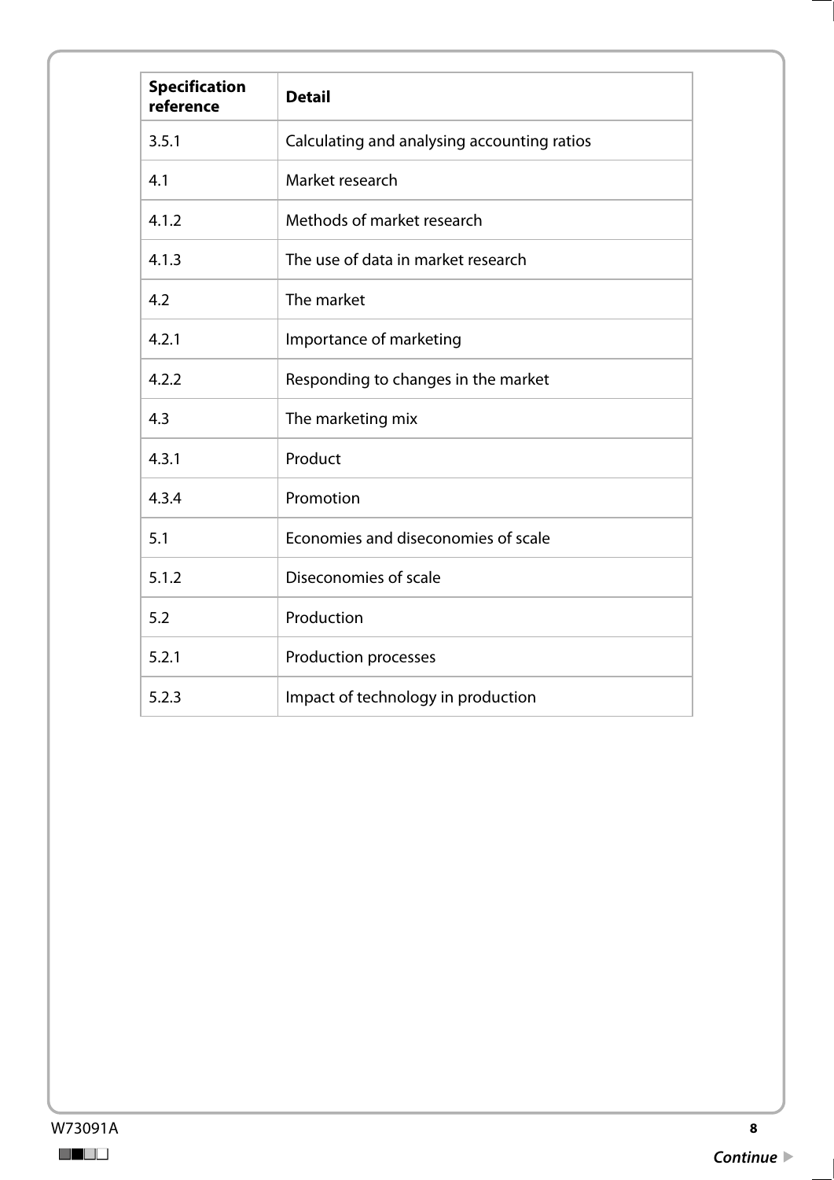| Specification reference | Detail |
| --- | --- |
| 3.5.1 | Calculating and analysing accounting ratios |
| 4.1 | Market research |
| 4.1.2 | Methods of market research |
| 4.1.3 | The use of data in market research |
| 4.2 | The market |
| 4.2.1 | Importance of marketing |
| 4.2.2 | Responding to changes in the market |
| 4.3 | The marketing mix |
| 4.3.1 | Product |
| 4.3.4 | Promotion |
| 5.1 | Economies and diseconomies of scale |
| 5.1.2 | Diseconomies of scale |
| 5.2 | Production |
| 5.2.1 | Production processes |
| 5.2.3 | Impact of technology in production |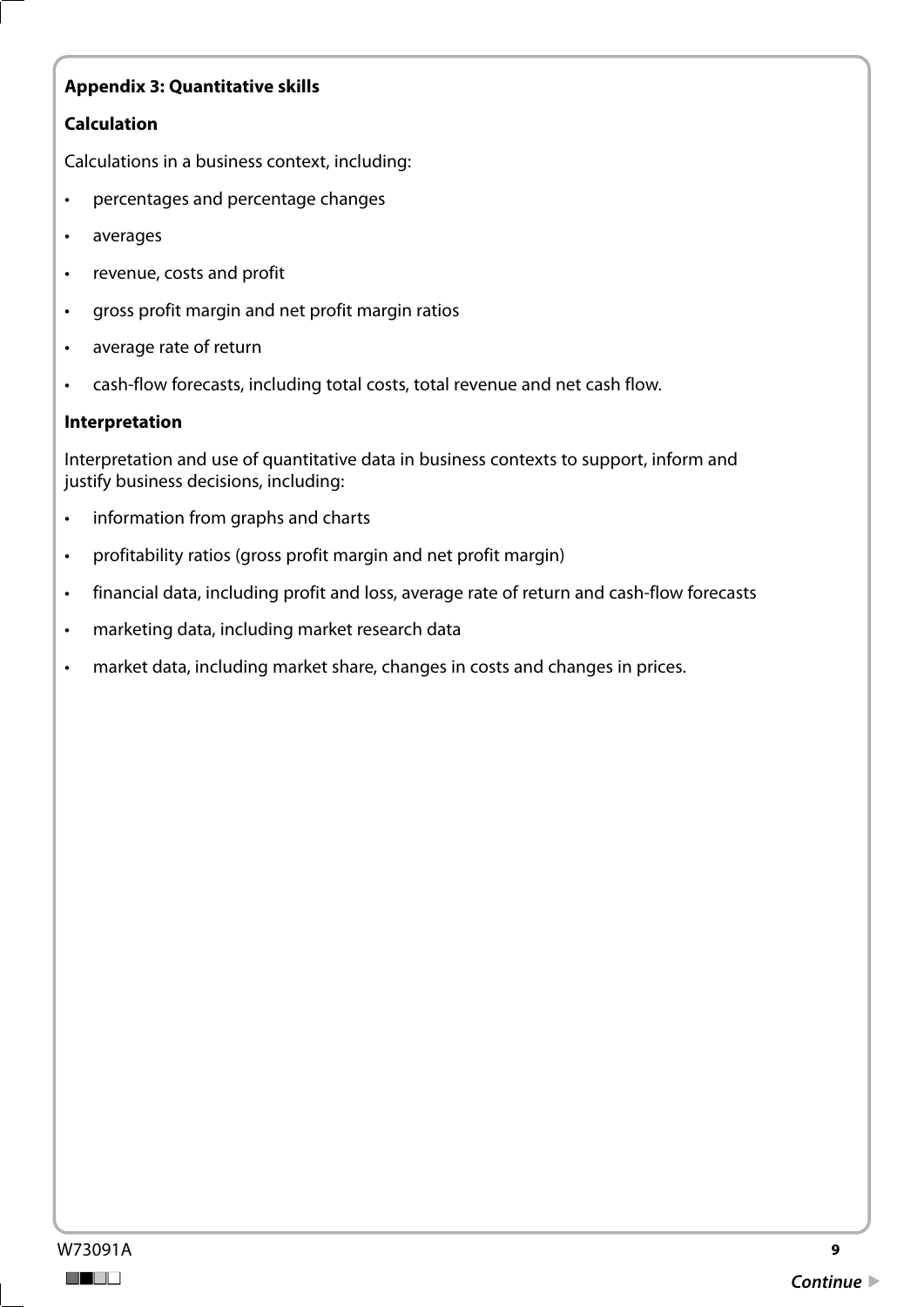**Appendix 3: Quantitative skills**

**Calculation**

Calculations in a business context, including:

- percentages and percentage changes
- averages
- revenue, costs and profit
- gross profit margin and net profit margin ratios
- average rate of return
- cash-flow forecasts, including total costs, total revenue and net cash flow.

**Interpretation**

Interpretation and use of quantitative data in business contexts to support, inform and justify business decisions, including:

- information from graphs and charts
- profitability ratios (gross profit margin and net profit margin)
- financial data, including profit and loss, average rate of return and cash-flow forecasts
- marketing data, including market research data
- market data, including market share, changes in costs and changes in prices.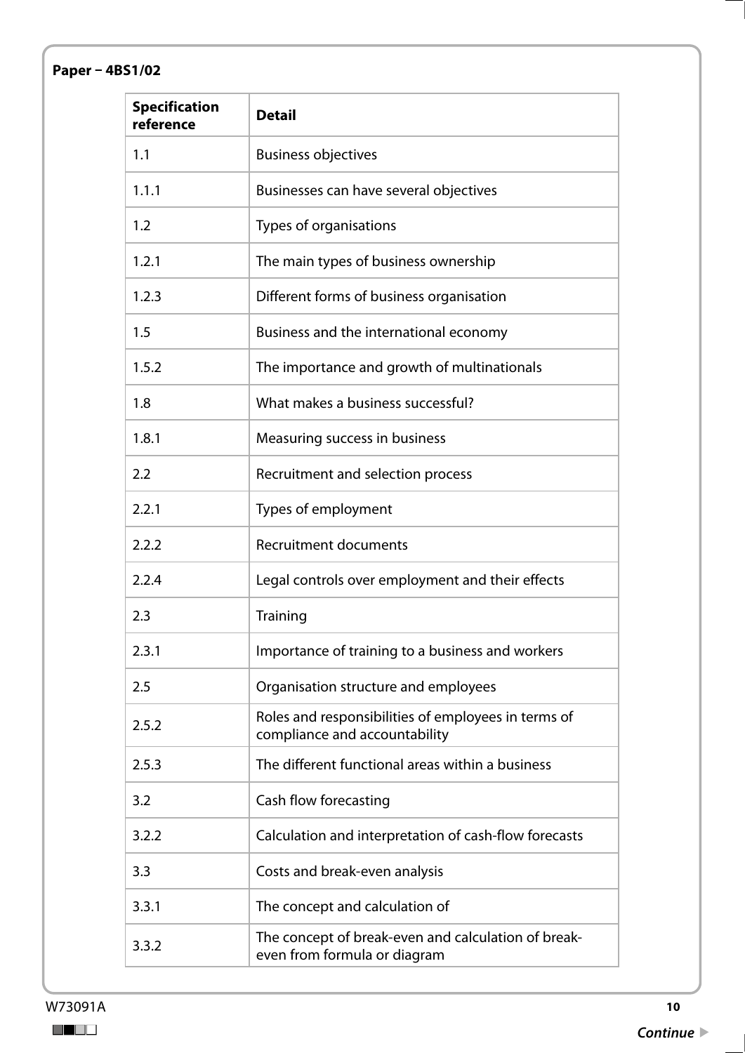**Paper – 4BS1/02**

| Specification reference | Detail |
|---|---|
| 1.1 | Business objectives |
| 1.1.1 | Businesses can have several objectives |
| 1.2 | Types of organisations |
| 1.2.1 | The main types of business ownership |
| 1.2.3 | Different forms of business organisation |
| 1.5 | Business and the international economy |
| 1.5.2 | The importance and growth of multinationals |
| 1.8 | What makes a business successful? |
| 1.8.1 | Measuring success in business |
| 2.2 | Recruitment and selection process |
| 2.2.1 | Types of employment |
| 2.2.2 | Recruitment documents |
| 2.2.4 | Legal controls over employment and their effects |
| 2.3 | Training |
| 2.3.1 | Importance of training to a business and workers |
| 2.5 | Organisation structure and employees |
| 2.5.2 | Roles and responsibilities of employees in terms of compliance and accountability |
| 2.5.3 | The different functional areas within a business |
| 3.2 | Cash flow forecasting |
| 3.2.2 | Calculation and interpretation of cash-flow forecasts |
| 3.3 | Costs and break-even analysis |
| 3.3.1 | The concept and calculation of |
| 3.3.2 | The concept of break-even and calculation of break-even from formula or diagram |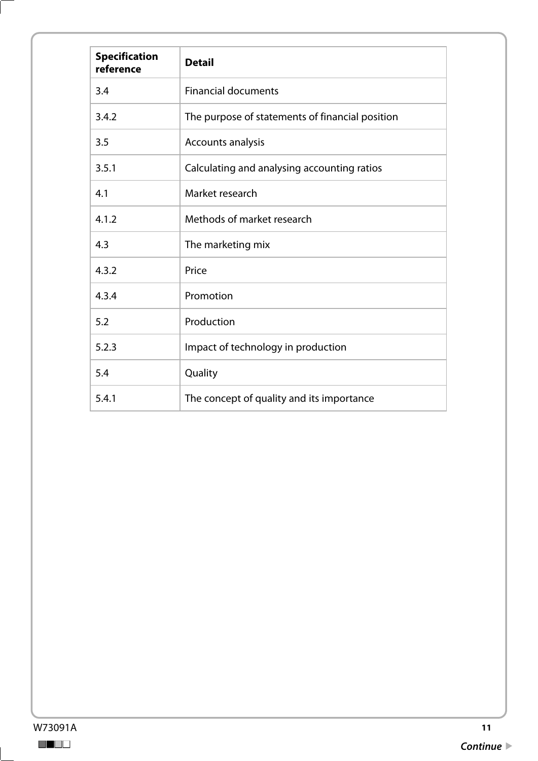| **Specification reference** | **Detail** |
|---|---|
| 3.4 | Financial documents |
| 3.4.2 | The purpose of statements of financial position |
| 3.5 | Accounts analysis |
| 3.5.1 | Calculating and analysing accounting ratios |
| 4.1 | Market research |
| 4.1.2 | Methods of market research |
| 4.3 | The marketing mix |
| 4.3.2 | Price |
| 4.3.4 | Promotion |
| 5.2 | Production |
| 5.2.3 | Impact of technology in production |
| 5.4 | Quality |
| 5.4.1 | The concept of quality and its importance |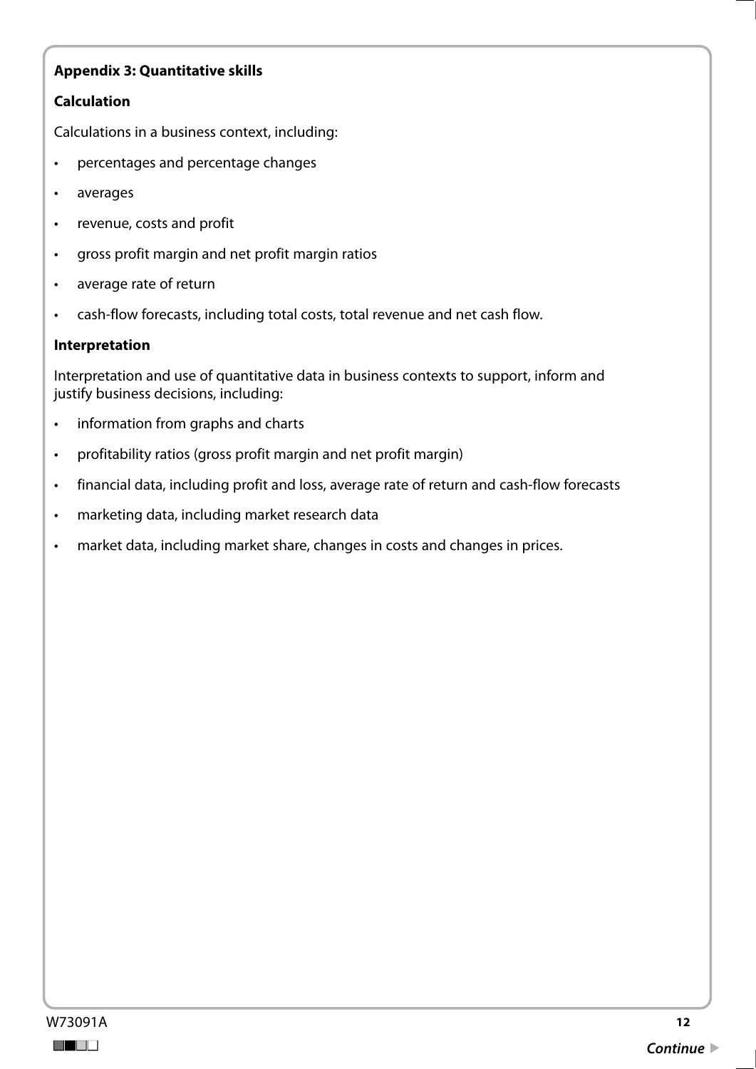## Appendix 3: Quantitative skills

### Calculation

Calculations in a business context, including:

- percentages and percentage changes
- averages
- revenue, costs and profit
- gross profit margin and net profit margin ratios
- average rate of return
- cash-flow forecasts, including total costs, total revenue and net cash flow.

### Interpretation

Interpretation and use of quantitative data in business contexts to support, inform and justify business decisions, including:

- information from graphs and charts
- profitability ratios (gross profit margin and net profit margin)
- financial data, including profit and loss, average rate of return and cash-flow forecasts
- marketing data, including market research data
- market data, including market share, changes in costs and changes in prices.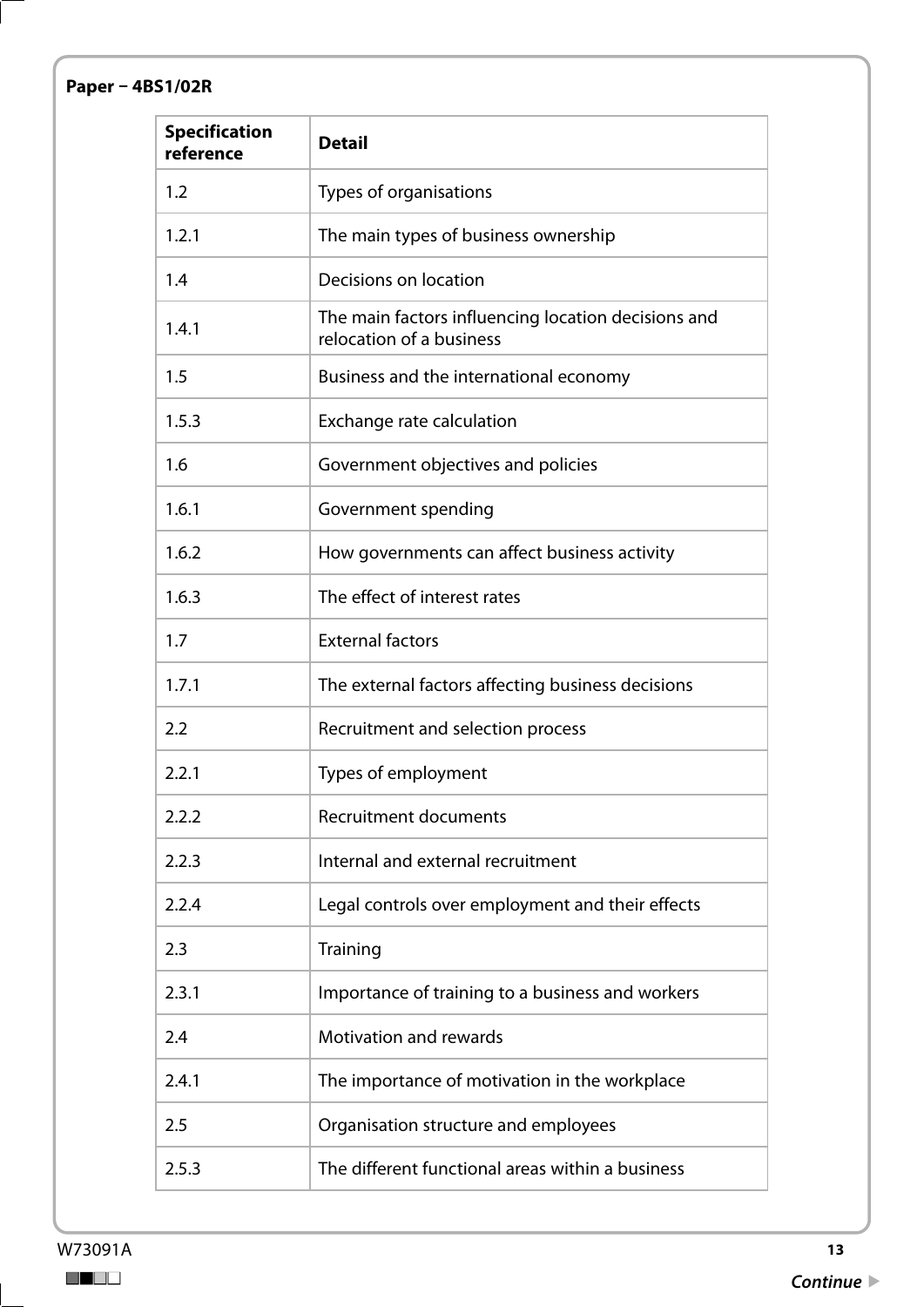**Paper – 4BS1/02R**

| Specification reference | Detail |
| --- | --- |
| 1.2 | Types of organisations |
| 1.2.1 | The main types of business ownership |
| 1.4 | Decisions on location |
| 1.4.1 | The main factors influencing location decisions and relocation of a business |
| 1.5 | Business and the international economy |
| 1.5.3 | Exchange rate calculation |
| 1.6 | Government objectives and policies |
| 1.6.1 | Government spending |
| 1.6.2 | How governments can affect business activity |
| 1.6.3 | The effect of interest rates |
| 1.7 | External factors |
| 1.7.1 | The external factors affecting business decisions |
| 2.2 | Recruitment and selection process |
| 2.2.1 | Types of employment |
| 2.2.2 | Recruitment documents |
| 2.2.3 | Internal and external recruitment |
| 2.2.4 | Legal controls over employment and their effects |
| 2.3 | Training |
| 2.3.1 | Importance of training to a business and workers |
| 2.4 | Motivation and rewards |
| 2.4.1 | The importance of motivation in the workplace |
| 2.5 | Organisation structure and employees |
| 2.5.3 | The different functional areas within a business |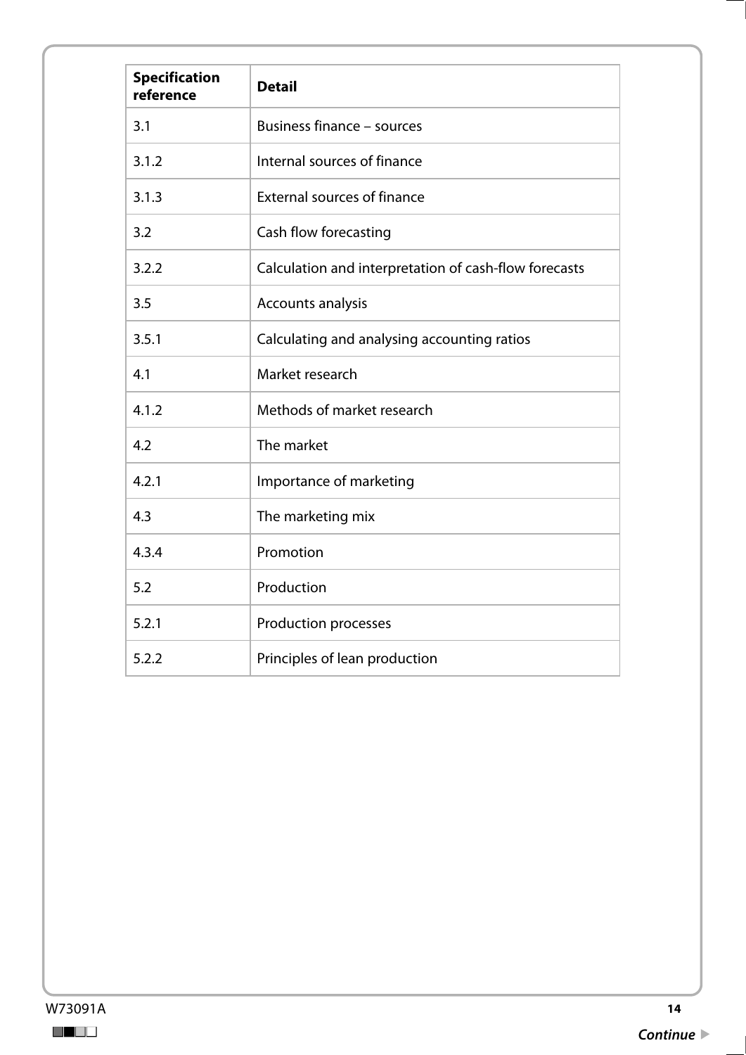| **Specification reference** | **Detail** |
| --- | --- |
| 3.1 | Business finance – sources |
| 3.1.2 | Internal sources of finance |
| 3.1.3 | External sources of finance |
| 3.2 | Cash flow forecasting |
| 3.2.2 | Calculation and interpretation of cash-flow forecasts |
| 3.5 | Accounts analysis |
| 3.5.1 | Calculating and analysing accounting ratios |
| 4.1 | Market research |
| 4.1.2 | Methods of market research |
| 4.2 | The market |
| 4.2.1 | Importance of marketing |
| 4.3 | The marketing mix |
| 4.3.4 | Promotion |
| 5.2 | Production |
| 5.2.1 | Production processes |
| 5.2.2 | Principles of lean production |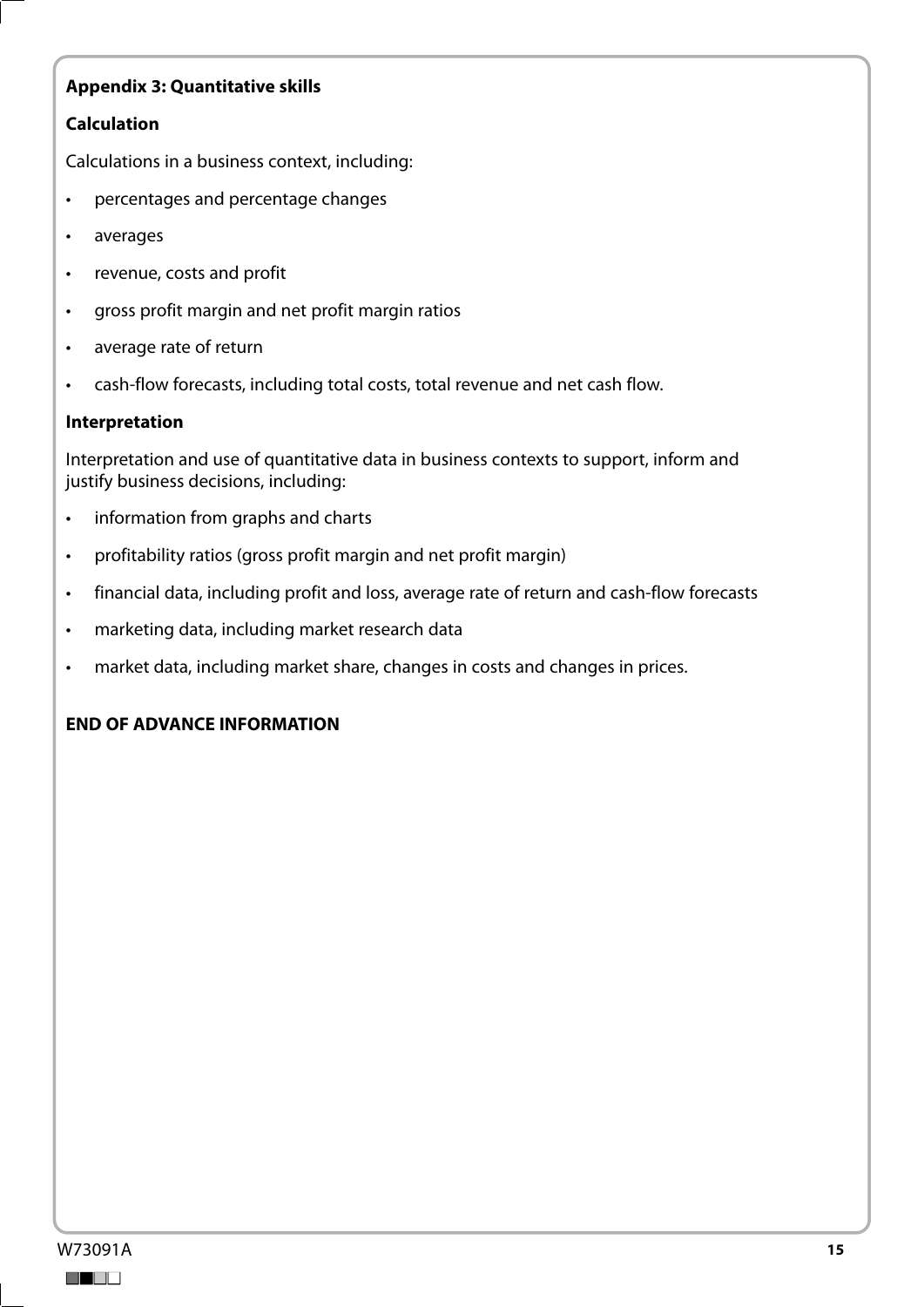## Appendix 3: Quantitative skills

### Calculation

Calculations in a business context, including:

- percentages and percentage changes
- averages
- revenue, costs and profit
- gross profit margin and net profit margin ratios
- average rate of return
- cash-flow forecasts, including total costs, total revenue and net cash flow.

### Interpretation

Interpretation and use of quantitative data in business contexts to support, inform and justify business decisions, including:

- information from graphs and charts
- profitability ratios (gross profit margin and net profit margin)
- financial data, including profit and loss, average rate of return and cash-flow forecasts
- marketing data, including market research data
- market data, including market share, changes in costs and changes in prices.

**END OF ADVANCE INFORMATION**